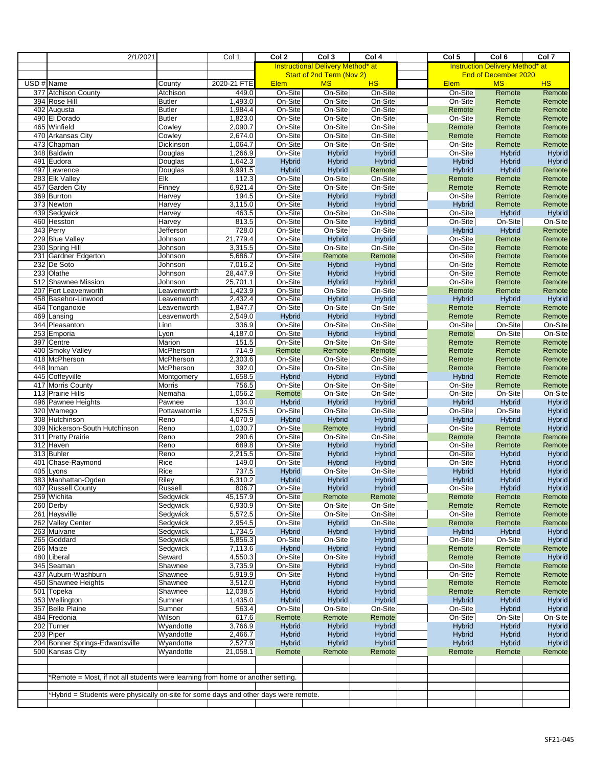| | 2/1/2021 | | Col 1 | Col 2 | Col 3 | Col 4 | | Col 5 | Col 6 | Col 7 |
|---|---|---|---|---|---|---|---|---|---|---|
| | | | | Instructional Delivery Method* at Start of 2nd Term (Nov 2) | | | | Instruction Delivery Method* at End of December 2020 | | |
| USD # | Name | County | 2020-21 FTE | Elem | MS | HS | | Elem | MS | HS |
| 377 | Atchison County | Atchison | 449.0 | On-Site | On-Site | On-Site | | On-Site | Remote | Remote |
| 394 | Rose Hill | Butler | 1,493.0 | On-Site | On-Site | On-Site | | On-Site | Remote | Remote |
| 402 | Augusta | Butler | 1,984.4 | On-Site | On-Site | On-Site | | Remote | Remote | Remote |
| 490 | El Dorado | Butler | 1,823.0 | On-Site | On-Site | On-Site | | On-Site | Remote | Remote |
| 465 | Winfield | Cowley | 2,090.7 | On-Site | On-Site | On-Site | | Remote | Remote | Remote |
| 470 | Arkansas City | Cowley | 2,674.0 | On-Site | On-Site | On-Site | | Remote | Remote | Remote |
| 473 | Chapman | Dickinson | 1,064.7 | On-Site | On-Site | On-Site | | On-Site | Remote | Remote |
| 348 | Baldwin | Douglas | 1,266.9 | On-Site | Hybrid | Hybrid | | On-Site | Hybrid | Hybrid |
| 491 | Eudora | Douglas | 1,642.3 | Hybrid | Hybrid | Hybrid | | Hybrid | Hybrid | Hybrid |
| 497 | Lawrence | Douglas | 9,991.5 | Hybrid | Hybrid | Remote | | Hybrid | Hybrid | Remote |
| 283 | Elk Valley | Elk | 112.3 | On-Site | On-Site | On-Site | | Remote | Remote | Remote |
| 457 | Garden City | Finney | 6,921.4 | On-Site | On-Site | On-Site | | Remote | Remote | Remote |
| 369 | Burrton | Harvey | 194.5 | On-Site | Hybrid | Hybrid | | On-Site | Remote | Remote |
| 373 | Newton | Harvey | 3,115.0 | On-Site | Hybrid | Hybrid | | Hybrid | Remote | Remote |
| 439 | Sedgwick | Harvey | 463.5 | On-Site | On-Site | On-Site | | On-Site | Hybrid | Hybrid |
| 460 | Hesston | Harvey | 813.5 | On-Site | On-Site | Hybrid | | On-Site | On-Site | On-Site |
| 343 | Perry | Jefferson | 728.0 | On-Site | On-Site | On-Site | | Hybrid | Hybrid | Remote |
| 229 | Blue Valley | Johnson | 21,779.4 | On-Site | Hybrid | Hybrid | | On-Site | Remote | Remote |
| 230 | Spring Hill | Johnson | 3,315.5 | On-Site | On-Site | On-Site | | On-Site | Remote | Remote |
| 231 | Gardner Edgerton | Johnson | 5,686.7 | On-Site | Remote | Remote | | On-Site | Remote | Remote |
| 232 | De Soto | Johnson | 7,016.2 | On-Site | Hybrid | Hybrid | | On-Site | Remote | Remote |
| 233 | Olathe | Johnson | 28,447.9 | On-Site | Hybrid | Hybrid | | On-Site | Remote | Remote |
| 512 | Shawnee Mission | Johnson | 25,701.1 | On-Site | Hybrid | Hybrid | | On-Site | Remote | Remote |
| 207 | Fort Leavenworth | Leavenworth | 1,423.9 | On-Site | On-Site | On-Site | | Remote | Remote | Remote |
| 458 | Basehor-Linwood | Leavenworth | 2,432.4 | On-Site | Hybrid | Hybrid | | Hybrid | Hybrid | Hybrid |
| 464 | Tonganoxie | Leavenworth | 1,847.7 | On-Site | On-Site | On-Site | | Remote | Remote | Remote |
| 469 | Lansing | Leavenworth | 2,549.0 | Hybrid | Hybrid | Hybrid | | Remote | Remote | Remote |
| 344 | Pleasanton | Linn | 336.9 | On-Site | On-Site | On-Site | | On-Site | On-Site | On-Site |
| 253 | Emporia | Lyon | 4,187.0 | On-Site | Hybrid | Hybrid | | Remote | On-Site | On-Site |
| 397 | Centre | Marion | 151.5 | On-Site | On-Site | On-Site | | Remote | Remote | Remote |
| 400 | Smoky Valley | McPherson | 714.9 | Remote | Remote | Remote | | Remote | Remote | Remote |
| 418 | McPherson | McPherson | 2,303.6 | On-Site | On-Site | On-Site | | Remote | Remote | Remote |
| 448 | Inman | McPherson | 392.0 | On-Site | On-Site | On-Site | | Remote | Remote | Remote |
| 445 | Coffeyville | Montgomery | 1,658.5 | Hybrid | Hybrid | Hybrid | | Hybrid | Remote | Remote |
| 417 | Morris County | Morris | 756.5 | On-Site | On-Site | On-Site | | On-Site | Remote | Remote |
| 113 | Prairie Hills | Nemaha | 1,056.2 | Remote | On-Site | On-Site | | On-Site | On-Site | On-Site |
| 496 | Pawnee Heights | Pawnee | 134.0 | Hybrid | Hybrid | Hybrid | | Hybrid | Hybrid | Hybrid |
| 320 | Wamego | Pottawatomie | 1,525.5 | On-Site | On-Site | On-Site | | On-Site | On-Site | Hybrid |
| 308 | Hutchinson | Reno | 4,070.9 | Hybrid | Hybrid | Hybrid | | Hybrid | Hybrid | Hybrid |
| 309 | Nickerson-South Hutchinson | Reno | 1,030.7 | On-Site | Remote | Hybrid | | On-Site | Remote | Hybrid |
| 311 | Pretty Prairie | Reno | 290.6 | On-Site | On-Site | On-Site | | Remote | Remote | Remote |
| 312 | Haven | Reno | 689.8 | On-Site | Hybrid | Hybrid | | On-Site | Remote | Remote |
| 313 | Buhler | Reno | 2,215.5 | On-Site | Hybrid | Hybrid | | On-Site | Hybrid | Hybrid |
| 401 | Chase-Raymond | Rice | 149.0 | On-Site | Hybrid | Hybrid | | On-Site | Hybrid | Hybrid |
| 405 | Lyons | Rice | 737.5 | Hybrid | On-Site | On-Site | | Hybrid | Hybrid | Hybrid |
| 383 | Manhattan-Ogden | Riley | 6,310.2 | Hybrid | Hybrid | Hybrid | | Hybrid | Hybrid | Hybrid |
| 407 | Russell County | Russell | 806.7 | On-Site | Hybrid | Hybrid | | On-Site | Hybrid | Hybrid |
| 259 | Wichita | Sedgwick | 45,157.9 | On-Site | Remote | Remote | | Remote | Remote | Remote |
| 260 | Derby | Sedgwick | 6,930.9 | On-Site | On-Site | On-Site | | Remote | Remote | Remote |
| 261 | Haysville | Sedgwick | 5,572.5 | On-Site | On-Site | On-Site | | On-Site | Remote | Remote |
| 262 | Valley Center | Sedgwick | 2,954.5 | On-Site | Hybrid | On-Site | | Remote | Remote | Remote |
| 263 | Mulvane | Sedgwick | 1,734.5 | Hybrid | Hybrid | Hybrid | | Hybrid | Hybrid | Hybrid |
| 265 | Goddard | Sedgwick | 5,856.3 | On-Site | On-Site | Hybrid | | On-Site | On-Site | Hybrid |
| 266 | Maize | Sedgwick | 7,113.6 | Hybrid | Hybrid | Hybrid | | Remote | Remote | Remote |
| 480 | Liberal | Seward | 4,550.3 | On-Site | On-Site | Hybrid | | Remote | Remote | Hybrid |
| 345 | Seaman | Shawnee | 3,735.9 | On-Site | Hybrid | Hybrid | | On-Site | Remote | Remote |
| 437 | Auburn-Washburn | Shawnee | 5,919.9 | On-Site | Hybrid | Hybrid | | On-Site | Remote | Remote |
| 450 | Shawnee Heights | Shawnee | 3,512.0 | Hybrid | Hybrid | Hybrid | | Remote | Remote | Remote |
| 501 | Topeka | Shawnee | 12,038.5 | Hybrid | Hybrid | Hybrid | | Remote | Remote | Remote |
| 353 | Wellington | Sumner | 1,435.0 | Hybrid | Hybrid | Hybrid | | Hybrid | Hybrid | Hybrid |
| 357 | Belle Plaine | Sumner | 563.4 | On-Site | On-Site | On-Site | | On-Site | Hybrid | Hybrid |
| 484 | Fredonia | Wilson | 617.6 | Remote | Remote | Remote | | On-Site | On-Site | On-Site |
| 202 | Turner | Wyandotte | 3,766.9 | Hybrid | Hybrid | Hybrid | | Hybrid | Hybrid | Hybrid |
| 203 | Piper | Wyandotte | 2,466.7 | Hybrid | Hybrid | Hybrid | | Hybrid | Hybrid | Hybrid |
| 204 | Bonner Springs-Edwardsville | Wyandotte | 2,527.9 | Hybrid | Hybrid | Hybrid | | Hybrid | Hybrid | Hybrid |
| 500 | Kansas City | Wyandotte | 21,058.1 | Remote | Remote | Remote | | Remote | Remote | Remote |

*Remote = Most, if not all students were learning from home or another setting.

*Hybrid = Students were physically on-site for some days and other days were remote.

SF21-045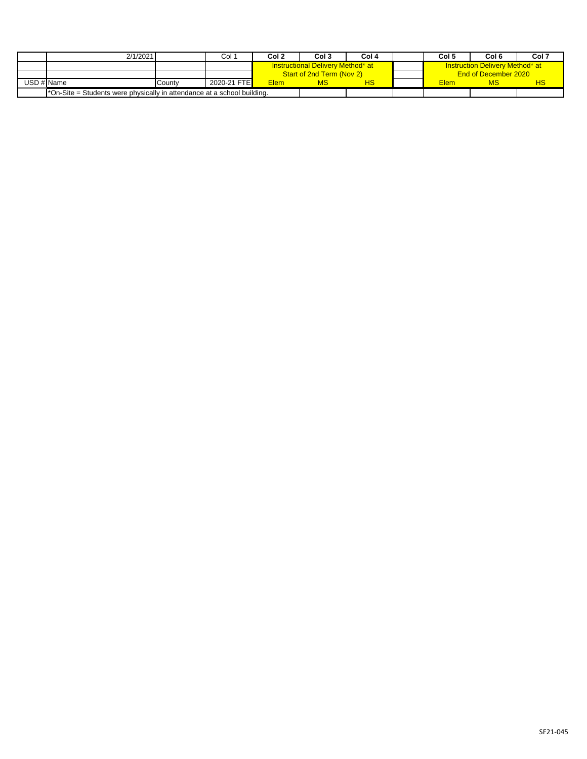| | 2/1/2021 | | Col 1 | Col 2 | Col 3 | Col 4 | | Col 5 | Col 6 | Col 7 |
|---|---|---|---|---|---|---|---|---|---|---|
| | | | | Instructional Delivery Method* at Start of 2nd Term (Nov 2) | | | | Instruction Delivery Method* at End of December 2020 | | |
| USD # | Name | County | 2020-21 FTE | Elem | MS | HS | | Elem | MS | HS |
| | *On-Site = Students were physically in attendance at a school building. | | | | | | | | | |